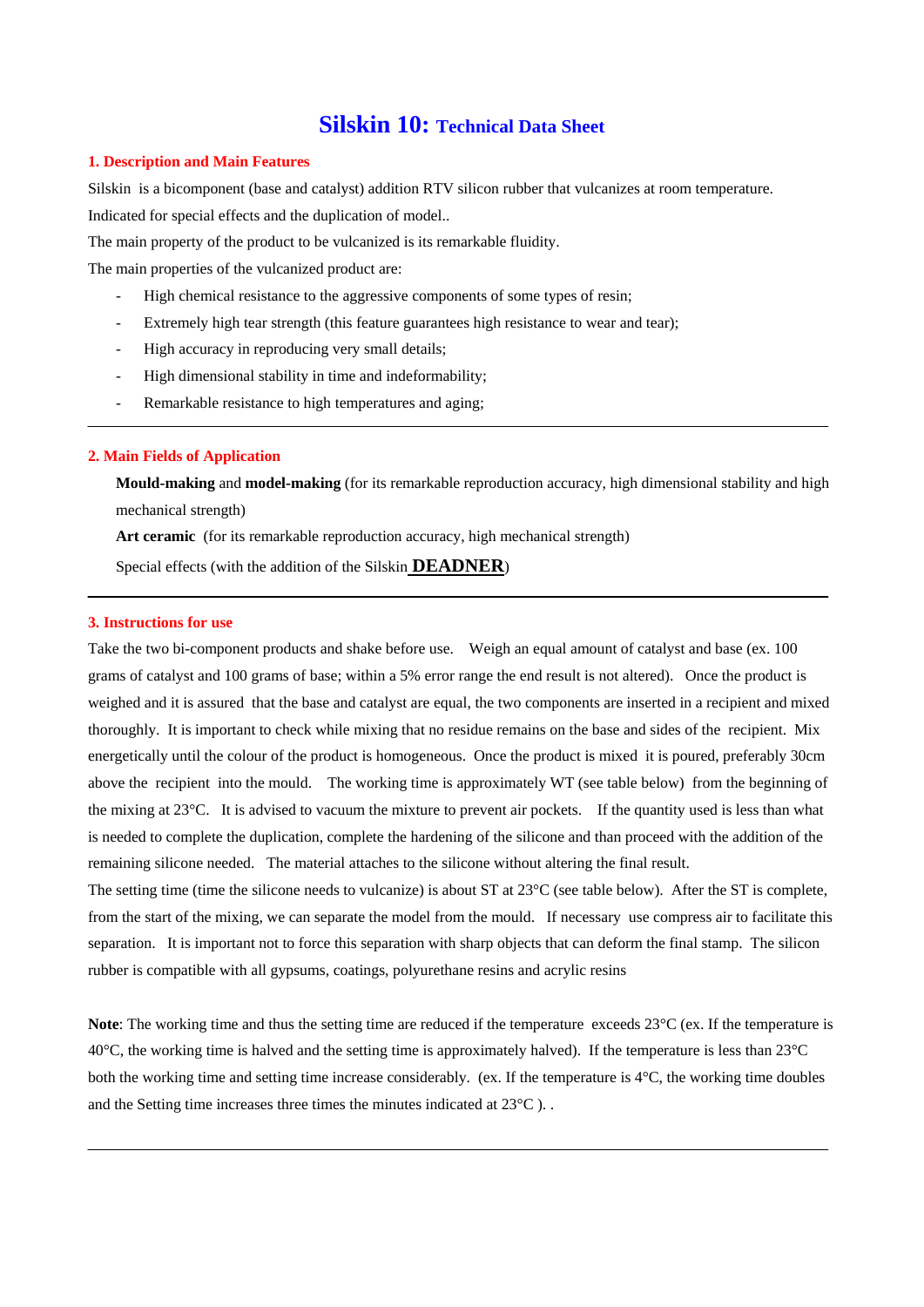# Silskin 10: Technical Data Sheet

## 1. Description and Main Features

Silskin is a bicomponent (base and catalyst) addition RTV silicon rubber that vulcanizes at room temperature.

Indicated for special effects and the duplication of model..

The main property of the product to be vulcanized is its remarkable fluidity.

The main properties of the vulcanized product are:

- High chemical resistance to the aggressive components of some types of resin;
- Extremely high tear strength (this feature guarantees high resistance to wear and tear);
- High accuracy in reproducing very small details;
- High dimensional stability in time and indeformability;
- Remarkable resistance to high temperatures and aging;

---

## 2. Main Fields of Application

**Mould-making** and **model-making** (for its remarkable reproduction accuracy, high dimensional stability and high mechanical strength)

**Art ceramic** (for its remarkable reproduction accuracy, high mechanical strength)

Special effects (with the addition of the Silskin **DEADNER**)

---

## 3. Instructions for use

Take the two bi-component products and shake before use. Weigh an equal amount of catalyst and base (ex. 100 grams of catalyst and 100 grams of base; within a 5% error range the end result is not altered). Once the product is weighed and it is assured that the base and catalyst are equal, the two components are inserted in a recipient and mixed thoroughly. It is important to check while mixing that no residue remains on the base and sides of the recipient. Mix energetically until the colour of the product is homogeneous. Once the product is mixed it is poured, preferably 30cm above the recipient into the mould. The working time is approximately WT (see table below) from the beginning of the mixing at 23°C. It is advised to vacuum the mixture to prevent air pockets. If the quantity used is less than what is needed to complete the duplication, complete the hardening of the silicone and than proceed with the addition of the remaining silicone needed. The material attaches to the silicone without altering the final result.

The setting time (time the silicone needs to vulcanize) is about ST at 23°C (see table below). After the ST is complete, from the start of the mixing, we can separate the model from the mould. If necessary use compress air to facilitate this separation. It is important not to force this separation with sharp objects that can deform the final stamp. The silicon rubber is compatible with all gypsums, coatings, polyurethane resins and acrylic resins

**Note**: The working time and thus the setting time are reduced if the temperature exceeds 23°C (ex. If the temperature is 40°C, the working time is halved and the setting time is approximately halved). If the temperature is less than 23°C both the working time and setting time increase considerably. (ex. If the temperature is 4°C, the working time doubles and the Setting time increases three times the minutes indicated at 23°C ). .

---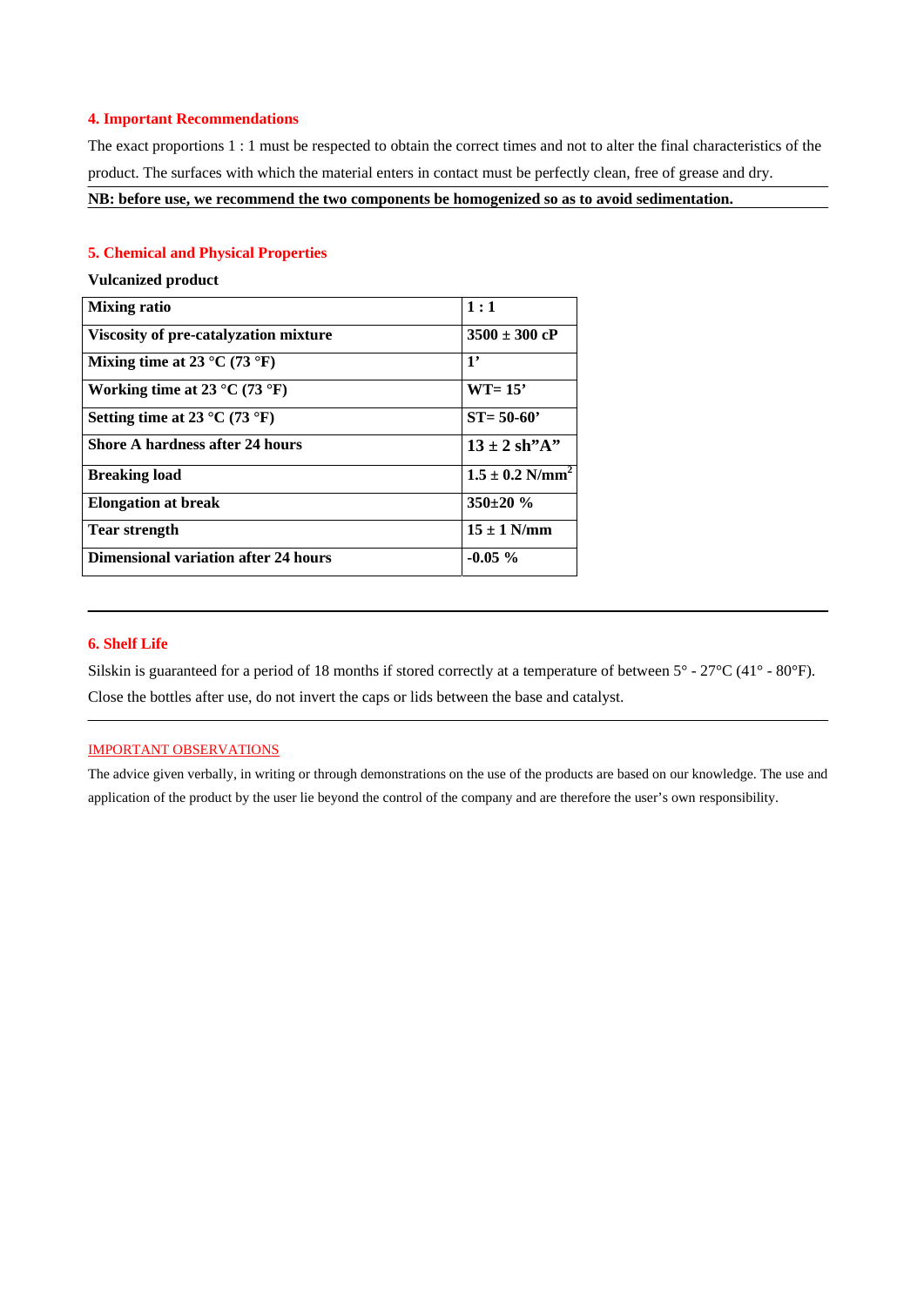## 4. Important Recommendations

The exact proportions 1 : 1 must be respected to obtain the correct times and not to alter the final characteristics of the product. The surfaces with which the material enters in contact must be perfectly clean, free of grease and dry.

**NB: before use, we recommend the two components be homogenized so as to avoid sedimentation.**

## 5. Chemical and Physical Properties

**Vulcanized product**

| | |
|---|---|
| **Mixing ratio** | **1 : 1** |
| **Viscosity of pre-catalyzation mixture** | **3500 ± 300 cP** |
| **Mixing time at 23 °C (73 °F)** | **1’** |
| **Working time at 23 °C (73 °F)** | **WT= 15’** |
| **Setting time at 23 °C (73 °F)** | **ST= 50-60’** |
| **Shore A hardness after 24 hours** | **13 ± 2 sh”A”** |
| **Breaking load** | **1.5 ± 0.2 N/mm$^2$** |
| **Elongation at break** | **350±20 %** |
| **Tear strength** | **15 ± 1 N/mm** |
| **Dimensional variation after 24 hours** | **-0.05 %** |

## 6. Shelf Life

Silskin is guaranteed for a period of 18 months if stored correctly at a temperature of between 5° - 27°C (41° - 80°F). Close the bottles after use, do not invert the caps or lids between the base and catalyst.

IMPORTANT OBSERVATIONS

The advice given verbally, in writing or through demonstrations on the use of the products are based on our knowledge. The use and application of the product by the user lie beyond the control of the company and are therefore the user’s own responsibility.